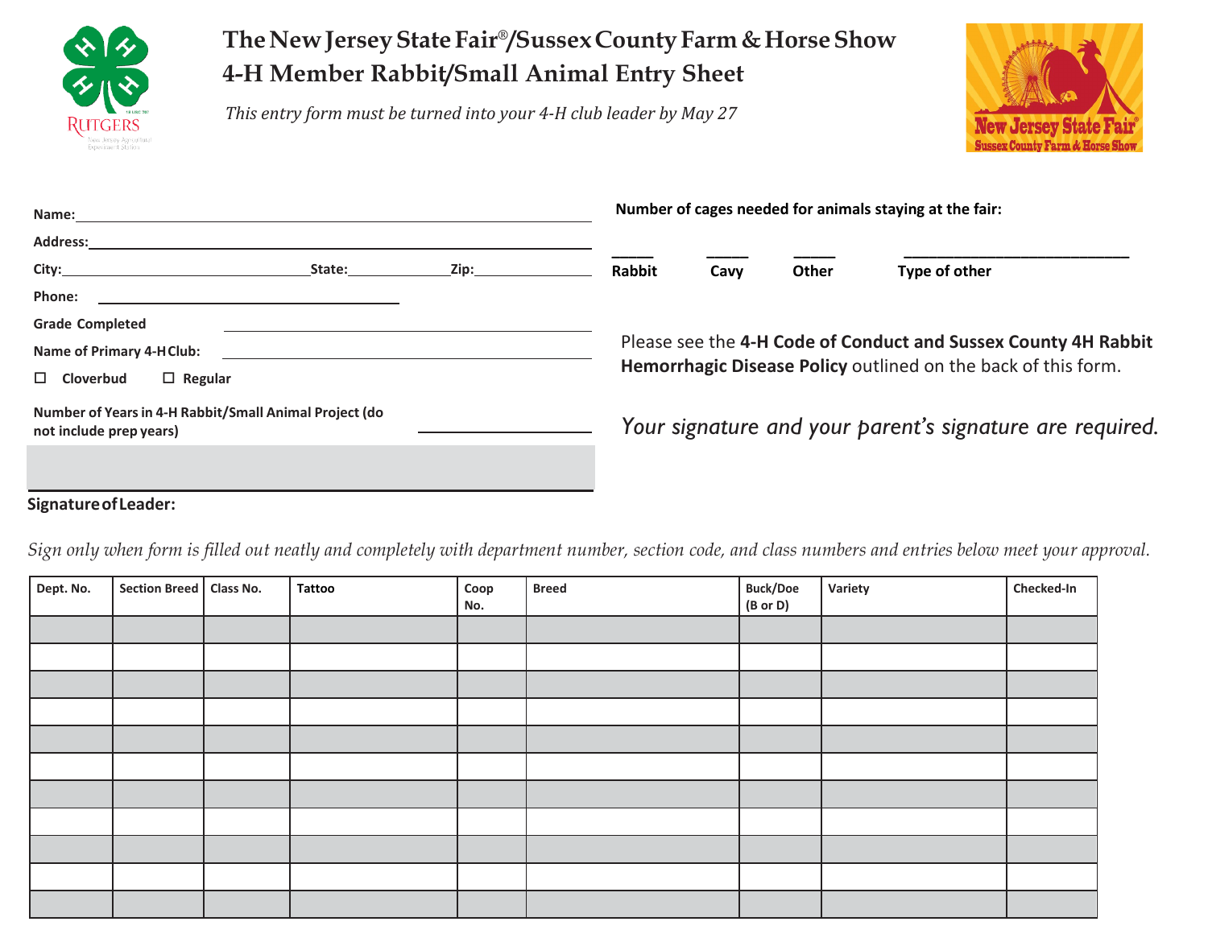# The New Jersey State Fair®/Sussex County Farm & Horse Show
## 4-H Member Rabbit/Small Animal Entry Sheet

*This entry form must be turned into your 4-H club leader by May 27*

**Name:** ______________________________________________

**Address:** ______________________________________________

**City:** ______________________ **State:** __________ **Zip:** __________

**Phone:** ______________________

**Grade Completed** ______________________

**Name of Primary 4-H Club:** ______________________

☐ **Cloverbud** ☐ **Regular**

**Number of Years in 4-H Rabbit/Small Animal Project (do not include prep years)** ______________

**Number of cages needed for animals staying at the fair:**

_____ **Rabbit** _____ **Cavy** _____ **Other** ______________________ **Type of other**

Please see the **4-H Code of Conduct and Sussex County 4H Rabbit Hemorrhagic Disease Policy** outlined on the back of this form.

*Your signature and your parent's signature are required.*

**Signature of Leader:**

*Sign only when form is filled out neatly and completely with department number, section code, and class numbers and entries below meet your approval.*

| Dept. No. | Section Breed | Class No. | Tattoo | Coop No. | Breed | Buck/Doe (B or D) | Variety | Checked-In |
|---|---|---|---|---|---|---|---|---|
| | | | | | | | | |
| | | | | | | | | |
| | | | | | | | | |
| | | | | | | | | |
| | | | | | | | | |
| | | | | | | | | |
| | | | | | | | | |
| | | | | | | | | |
| | | | | | | | | |
| | | | | | | | | |
| | | | | | | | | |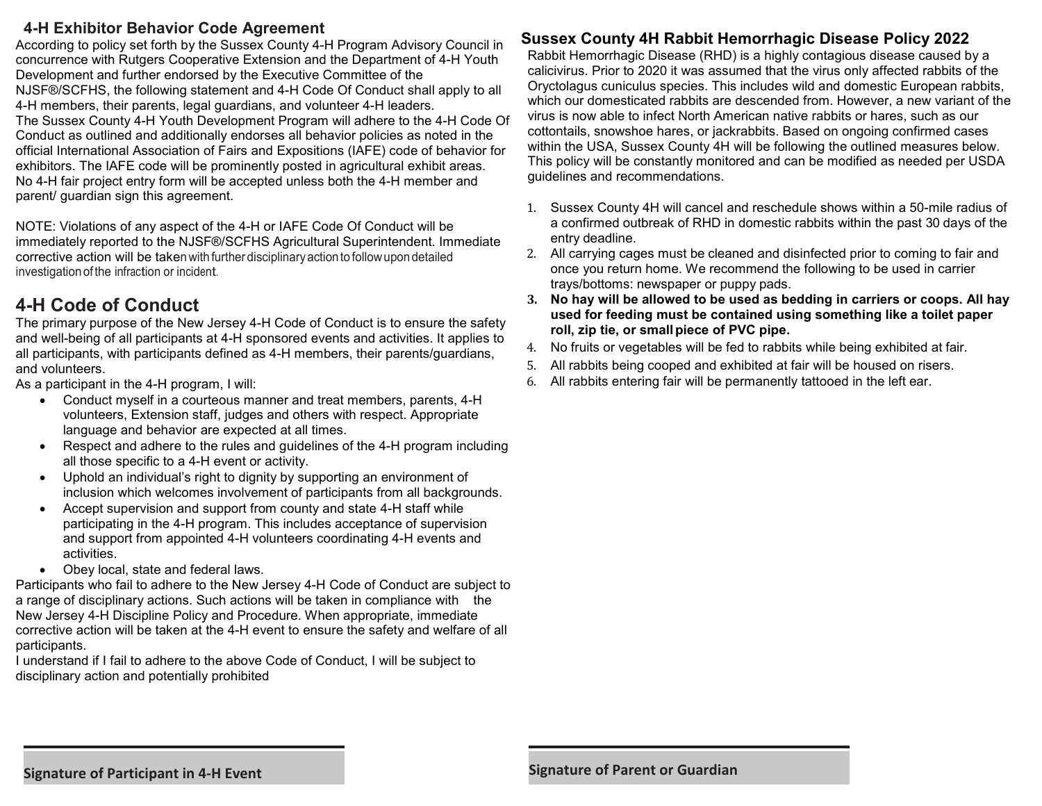## 4-H Exhibitor Behavior Code Agreement

According to policy set forth by the Sussex County 4-H Program Advisory Council in concurrence with Rutgers Cooperative Extension and the Department of 4-H Youth Development and further endorsed by the Executive Committee of the NJSF®/SCFHS, the following statement and 4-H Code Of Conduct shall apply to all 4-H members, their parents, legal guardians, and volunteer 4-H leaders.

The Sussex County 4-H Youth Development Program will adhere to the 4-H Code Of Conduct as outlined and additionally endorses all behavior policies as noted in the official International Association of Fairs and Expositions (IAFE) code of behavior for exhibitors. The IAFE code will be prominently posted in agricultural exhibit areas.

No 4-H fair project entry form will be accepted unless both the 4-H member and parent/ guardian sign this agreement.

NOTE: Violations of any aspect of the 4-H or IAFE Code Of Conduct will be immediately reported to the NJSF®/SCFHS Agricultural Superintendent. Immediate corrective action will be taken with further disciplinary action to follow upon detailed investigation of the infraction or incident.

## 4-H Code of Conduct

The primary purpose of the New Jersey 4-H Code of Conduct is to ensure the safety and well-being of all participants at 4-H sponsored events and activities. It applies to all participants, with participants defined as 4-H members, their parents/guardians, and volunteers.

As a participant in the 4-H program, I will:

- Conduct myself in a courteous manner and treat members, parents, 4-H volunteers, Extension staff, judges and others with respect. Appropriate language and behavior are expected at all times.
- Respect and adhere to the rules and guidelines of the 4-H program including all those specific to a 4-H event or activity.
- Uphold an individual's right to dignity by supporting an environment of inclusion which welcomes involvement of participants from all backgrounds.
- Accept supervision and support from county and state 4-H staff while participating in the 4-H program. This includes acceptance of supervision and support from appointed 4-H volunteers coordinating 4-H events and activities.
- Obey local, state and federal laws.

Participants who fail to adhere to the New Jersey 4-H Code of Conduct are subject to a range of disciplinary actions. Such actions will be taken in compliance with the New Jersey 4-H Discipline Policy and Procedure. When appropriate, immediate corrective action will be taken at the 4-H event to ensure the safety and welfare of all participants.

I understand if I fail to adhere to the above Code of Conduct, I will be subject to disciplinary action and potentially prohibited

## Sussex County 4H Rabbit Hemorrhagic Disease Policy 2022

Rabbit Hemorrhagic Disease (RHD) is a highly contagious disease caused by a calicivirus. Prior to 2020 it was assumed that the virus only affected rabbits of the Oryctolagus cuniculus species. This includes wild and domestic European rabbits, which our domesticated rabbits are descended from. However, a new variant of the virus is now able to infect North American native rabbits or hares, such as our cottontails, snowshoe hares, or jackrabbits. Based on ongoing confirmed cases within the USA, Sussex County 4H will be following the outlined measures below. This policy will be constantly monitored and can be modified as needed per USDA guidelines and recommendations.

1. Sussex County 4H will cancel and reschedule shows within a 50-mile radius of a confirmed outbreak of RHD in domestic rabbits within the past 30 days of the entry deadline.
2. All carrying cages must be cleaned and disinfected prior to coming to fair and once you return home. We recommend the following to be used in carrier trays/bottoms: newspaper or puppy pads.
3. **No hay will be allowed to be used as bedding in carriers or coops. All hay used for feeding must be contained using something like a toilet paper roll, zip tie, or small piece of PVC pipe.**
4. No fruits or vegetables will be fed to rabbits while being exhibited at fair.
5. All rabbits being cooped and exhibited at fair will be housed on risers.
6. All rabbits entering fair will be permanently tattooed in the left ear.

**Signature of Participant in 4-H Event**

**Signature of Parent or Guardian**